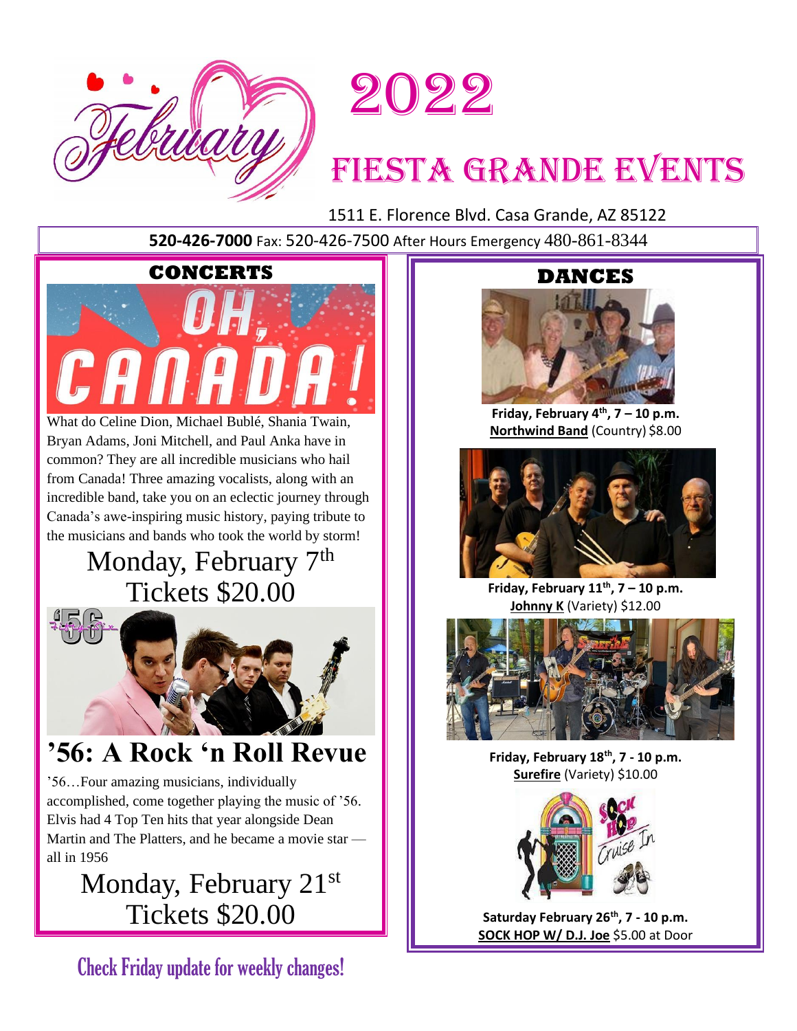# February 2022

# Fiesta Grande Events

1511 E. Florence Blvd. Casa Grande, AZ 85122

**520-426-7000** Fax: 520-426-7500 After Hours Emergency 480-861-8344

## CONCERTS

### OH, CANADA!

What do Celine Dion, Michael Bublé, Shania Twain, Bryan Adams, Joni Mitchell, and Paul Anka have in common? They are all incredible musicians who hail from Canada! Three amazing vocalists, along with an incredible band, take you on an eclectic journey through Canada's awe-inspiring music history, paying tribute to the musicians and bands who took the world by storm!

Monday, February 7th
Tickets $20.00

### '56: A Rock 'n Roll Revue

'56…Four amazing musicians, individually accomplished, come together playing the music of '56. Elvis had 4 Top Ten hits that year alongside Dean Martin and The Platters, and he became a movie star — all in 1956

Monday, February 21st
Tickets $20.00

## DANCES

**Friday, February 4th, 7 – 10 p.m.**
**Northwind Band** (Country) $8.00

**Friday, February 11th, 7 – 10 p.m.**
**Johnny K** (Variety) $12.00

**Friday, February 18th, 7 - 10 p.m.**
**Surefire** (Variety) $10.00

**Saturday February 26th, 7 - 10 p.m.**
**SOCK HOP W/ D.J. Joe** $5.00 at Door

Check Friday update for weekly changes!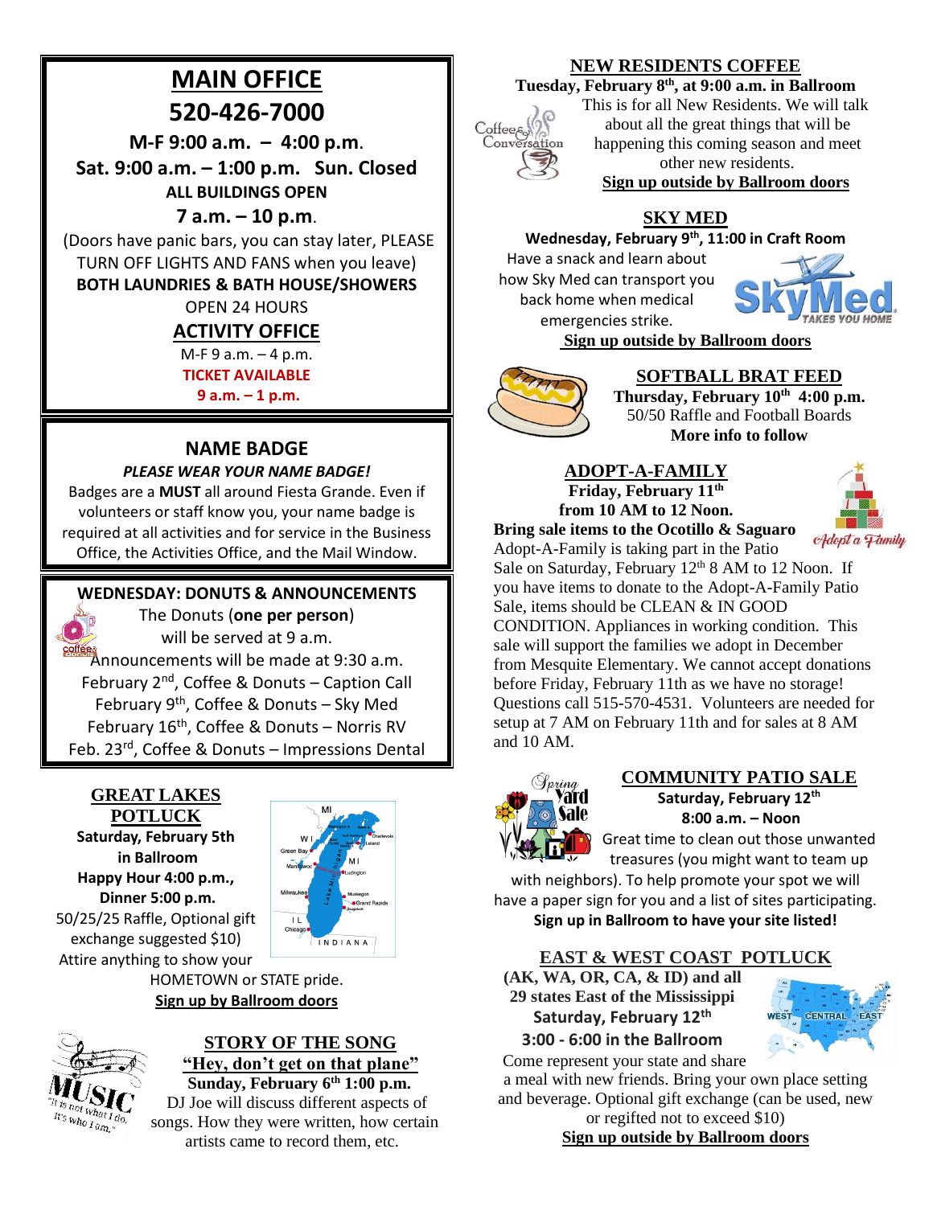# MAIN OFFICE

# 520-426-7000

**M-F 9:00 a.m. – 4:00 p.m.**

**Sat. 9:00 a.m. – 1:00 p.m. Sun. Closed**

**ALL BUILDINGS OPEN**

**7 a.m. – 10 p.m.**

(Doors have panic bars, you can stay later, PLEASE TURN OFF LIGHTS AND FANS when you leave)

**BOTH LAUNDRIES & BATH HOUSE/SHOWERS**

OPEN 24 HOURS

## ACTIVITY OFFICE

M-F 9 a.m. – 4 p.m.

**TICKET AVAILABLE**

**9 a.m. – 1 p.m.**

## NAME BADGE

***PLEASE WEAR YOUR NAME BADGE!***

Badges are a **MUST** all around Fiesta Grande. Even if volunteers or staff know you, your name badge is required at all activities and for service in the Business Office, the Activities Office, and the Mail Window.

## WEDNESDAY: DONUTS & ANNOUNCEMENTS

The Donuts (**one per person**) will be served at 9 a.m.

Announcements will be made at 9:30 a.m.

February 2nd, Coffee & Donuts – Caption Call

February 9th, Coffee & Donuts – Sky Med

February 16th, Coffee & Donuts – Norris RV

Feb. 23rd, Coffee & Donuts – Impressions Dental

## GREAT LAKES POTLUCK

**Saturday, February 5th in Ballroom**

**Happy Hour 4:00 p.m., Dinner 5:00 p.m.**

50/25/25 Raffle, Optional gift exchange suggested $10)

Attire anything to show your HOMETOWN or STATE pride.

**Sign up by Ballroom doors**

## STORY OF THE SONG

## "Hey, don't get on that plane"

**Sunday, February 6th 1:00 p.m.**

DJ Joe will discuss different aspects of songs. How they were written, how certain artists came to record them, etc.

## NEW RESIDENTS COFFEE

**Tuesday, February 8th, at 9:00 a.m. in Ballroom**

This is for all New Residents. We will talk about all the great things that will be happening this coming season and meet other new residents.

**Sign up outside by Ballroom doors**

## SKY MED

**Wednesday, February 9th, 11:00 in Craft Room**

Have a snack and learn about how Sky Med can transport you back home when medical emergencies strike.

**Sign up outside by Ballroom doors**

## SOFTBALL BRAT FEED

**Thursday, February 10th 4:00 p.m.**

50/50 Raffle and Football Boards

**More info to follow**

## ADOPT-A-FAMILY

**Friday, February 11th from 10 AM to 12 Noon.**

**Bring sale items to the Ocotillo & Saguaro**

Adopt-A-Family is taking part in the Patio Sale on Saturday, February 12th 8 AM to 12 Noon. If you have items to donate to the Adopt-A-Family Patio Sale, items should be CLEAN & IN GOOD CONDITION. Appliances in working condition. This sale will support the families we adopt in December from Mesquite Elementary. We cannot accept donations before Friday, February 11th as we have no storage! Questions call 515-570-4531. Volunteers are needed for setup at 7 AM on February 11th and for sales at 8 AM and 10 AM.

## COMMUNITY PATIO SALE

**Saturday, February 12th**

**8:00 a.m. – Noon**

Great time to clean out those unwanted treasures (you might want to team up with neighbors). To help promote your spot we will have a paper sign for you and a list of sites participating.

**Sign up in Ballroom to have your site listed!**

## EAST & WEST COAST POTLUCK

**(AK, WA, OR, CA, & ID) and all 29 states East of the Mississippi**

**Saturday, February 12th**

**3:00 - 6:00 in the Ballroom**

Come represent your state and share a meal with new friends. Bring your own place setting and beverage. Optional gift exchange (can be used, new or regifted not to exceed $10)

**Sign up outside by Ballroom doors**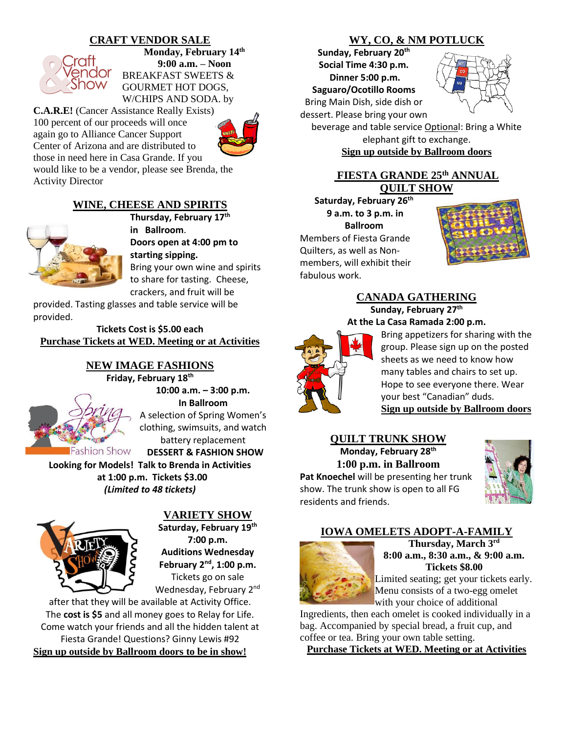## CRAFT VENDOR SALE

**Monday, February 14th**
**9:00 a.m. – Noon**
BREAKFAST SWEETS & GOURMET HOT DOGS, W/CHIPS AND SODA. by

**C.A.R.E!** (Cancer Assistance Really Exists) 100 percent of our proceeds will once again go to Alliance Cancer Support Center of Arizona and are distributed to those in need here in Casa Grande. If you would like to be a vendor, please see Brenda, the Activity Director

## WINE, CHEESE AND SPIRITS

**Thursday, February 17th in Ballroom.**
**Doors open at 4:00 pm to starting sipping.**
Bring your own wine and spirits to share for tasting. Cheese, crackers, and fruit will be provided. Tasting glasses and table service will be provided.

**Tickets Cost is $5.00 each**
**Purchase Tickets at WED. Meeting or at Activities**

## NEW IMAGE FASHIONS

**Friday, February 18th**
**10:00 a.m. – 3:00 p.m.**
**In Ballroom**
A selection of Spring Women's clothing, swimsuits, and watch battery replacement
**DESSERT & FASHION SHOW**
**Looking for Models! Talk to Brenda in Activities at 1:00 p.m. Tickets $3.00**
***(Limited to 48 tickets)***

## VARIETY SHOW

**Saturday, February 19th**
**7:00 p.m.**
**Auditions Wednesday February 2nd, 1:00 p.m.**
Tickets go on sale Wednesday, February 2nd after that they will be available at Activity Office. The **cost is $5** and all money goes to Relay for Life. Come watch your friends and all the hidden talent at Fiesta Grande! Questions? Ginny Lewis #92
**Sign up outside by Ballroom doors to be in show!**

## WY, CO, & NM POTLUCK

**Sunday, February 20th**
**Social Time 4:30 p.m.**
**Dinner 5:00 p.m.**
**Saguaro/Ocotillo Rooms**
Bring Main Dish, side dish or dessert. Please bring your own beverage and table service Optional: Bring a White elephant gift to exchange.
**Sign up outside by Ballroom doors**

## FIESTA GRANDE 25th ANNUAL QUILT SHOW

**Saturday, February 26th**
**9 a.m. to 3 p.m. in Ballroom**
Members of Fiesta Grande Quilters, as well as Non-members, will exhibit their fabulous work.

## CANADA GATHERING

**Sunday, February 27th**
**At the La Casa Ramada 2:00 p.m.**
Bring appetizers for sharing with the group. Please sign up on the posted sheets as we need to know how many tables and chairs to set up. Hope to see everyone there. Wear your best "Canadian" duds.
**Sign up outside by Ballroom doors**

## QUILT TRUNK SHOW

**Monday, February 28th**
**1:00 p.m. in Ballroom**
**Pat Knoechel** will be presenting her trunk show. The trunk show is open to all FG residents and friends.

## IOWA OMELETS ADOPT-A-FAMILY

**Thursday, March 3rd**
**8:00 a.m., 8:30 a.m., & 9:00 a.m.**
**Tickets $8.00**
Limited seating; get your tickets early. Menu consists of a two-egg omelet with your choice of additional Ingredients, then each omelet is cooked individually in a bag. Accompanied by special bread, a fruit cup, and coffee or tea. Bring your own table setting.
**Purchase Tickets at WED. Meeting or at Activities**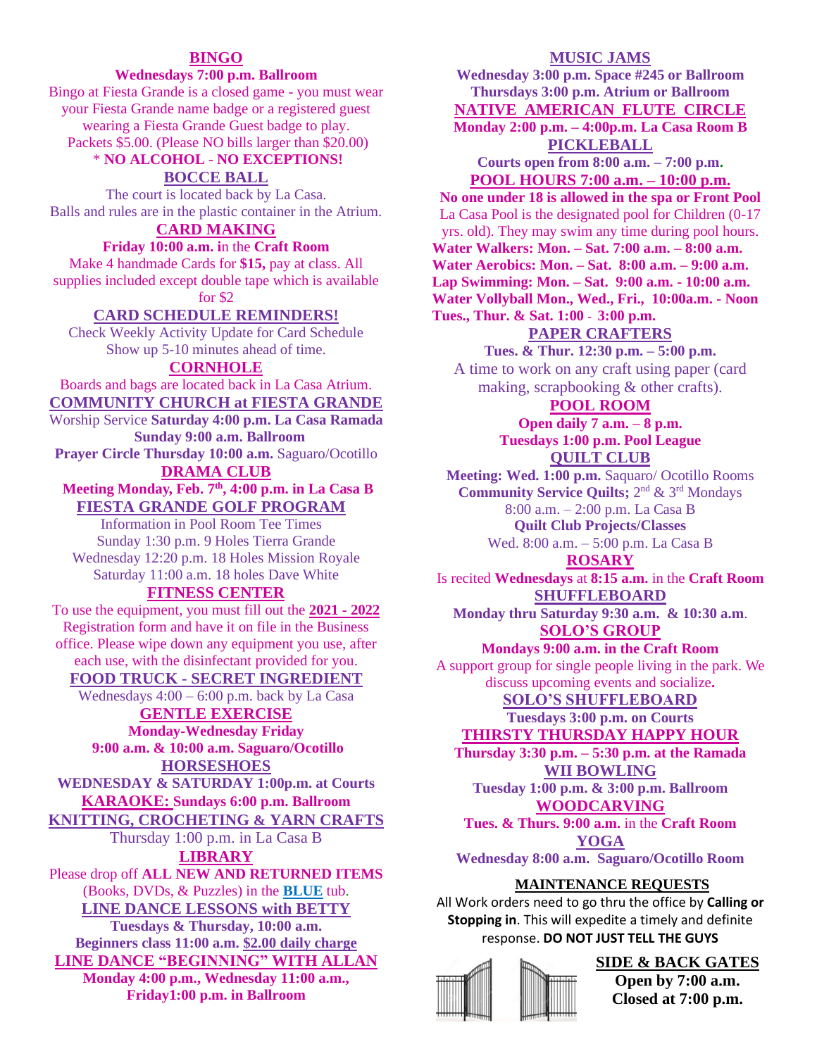## BINGO

**Wednesdays 7:00 p.m. Ballroom**

Bingo at Fiesta Grande is a closed game - you must wear your Fiesta Grande name badge or a registered guest wearing a Fiesta Grande Guest badge to play. Packets $5.00. (Please NO bills larger than $20.00)

\* **NO ALCOHOL - NO EXCEPTIONS!**

## BOCCE BALL

The court is located back by La Casa. Balls and rules are in the plastic container in the Atrium.

## CARD MAKING

**Friday 10:00 a.m. i**n the **Craft Room**

Make 4 handmade Cards for **$15,** pay at class. All supplies included except double tape which is available for $2

## CARD SCHEDULE REMINDERS!

Check Weekly Activity Update for Card Schedule Show up 5-10 minutes ahead of time.

## CORNHOLE

Boards and bags are located back in La Casa Atrium.

## COMMUNITY CHURCH at FIESTA GRANDE

Worship Service **Saturday 4:00 p.m. La Casa Ramada**

**Sunday 9:00 a.m. Ballroom**

**Prayer Circle Thursday 10:00 a.m.** Saguaro/Ocotillo

## DRAMA CLUB

**Meeting Monday, Feb. 7th, 4:00 p.m. in La Casa B**

## FIESTA GRANDE GOLF PROGRAM

Information in Pool Room Tee Times

Sunday 1:30 p.m. 9 Holes Tierra Grande

Wednesday 12:20 p.m. 18 Holes Mission Royale

Saturday 11:00 a.m. 18 holes Dave White

## FITNESS CENTER

To use the equipment, you must fill out the **2021 - 2022** Registration form and have it on file in the Business office. Please wipe down any equipment you use, after each use, with the disinfectant provided for you.

## FOOD TRUCK - SECRET INGREDIENT

Wednesdays 4:00 – 6:00 p.m. back by La Casa

## GENTLE EXERCISE

**Monday-Wednesday Friday**

**9:00 a.m. & 10:00 a.m. Saguaro/Ocotillo**

## HORSESHOES

**WEDNESDAY & SATURDAY 1:00p.m. at Courts**

## KARAOKE: Sundays 6:00 p.m. Ballroom

## KNITTING, CROCHETING & YARN CRAFTS

Thursday 1:00 p.m. in La Casa B

## LIBRARY

Please drop off **ALL NEW AND RETURNED ITEMS** (Books, DVDs, & Puzzles) in the **BLUE** tub.

## LINE DANCE LESSONS with BETTY

**Tuesdays & Thursday, 10:00 a.m.**

**Beginners class 11:00 a.m. $2.00 daily charge**

## LINE DANCE "BEGINNING" WITH ALLAN

**Monday 4:00 p.m., Wednesday 11:00 a.m., Friday1:00 p.m. in Ballroom**

## MUSIC JAMS

**Wednesday 3:00 p.m. Space #245 or Ballroom**

**Thursdays 3:00 p.m. Atrium or Ballroom**

## NATIVE AMERICAN FLUTE CIRCLE

**Monday 2:00 p.m. – 4:00p.m. La Casa Room B**

## PICKLEBALL

**Courts open from 8:00 a.m. – 7:00 p.m.**

## POOL HOURS 7:00 a.m. – 10:00 p.m.

**No one under 18 is allowed in the spa or Front Pool**

La Casa Pool is the designated pool for Children (0-17 yrs. old). They may swim any time during pool hours.

**Water Walkers: Mon. – Sat. 7:00 a.m. – 8:00 a.m.**

**Water Aerobics: Mon. – Sat. 8:00 a.m. – 9:00 a.m.**

**Lap Swimming: Mon. – Sat. 9:00 a.m. - 10:00 a.m.**

**Water Vollyball Mon., Wed., Fri., 10:00a.m. - Noon**

**Tues., Thur. & Sat. 1:00 - 3:00 p.m.**

## PAPER CRAFTERS

**Tues. & Thur. 12:30 p.m. – 5:00 p.m.**

A time to work on any craft using paper (card making, scrapbooking & other crafts).

## POOL ROOM

**Open daily 7 a.m. – 8 p.m.**

**Tuesdays 1:00 p.m. Pool League**

## QUILT CLUB

**Meeting: Wed. 1:00 p.m.** Saquaro/ Ocotillo Rooms

**Community Service Quilts;** 2nd & 3rd Mondays 8:00 a.m. – 2:00 p.m. La Casa B

**Quilt Club Projects/Classes**

Wed. 8:00 a.m. – 5:00 p.m. La Casa B

## ROSARY

Is recited **Wednesdays** at **8:15 a.m.** in the **Craft Room**

## SHUFFLEBOARD

**Monday thru Saturday 9:30 a.m. & 10:30 a.m.**

## SOLO'S GROUP

**Mondays 9:00 a.m. in the Craft Room**

A support group for single people living in the park. We discuss upcoming events and socialize**.**

## SOLO'S SHUFFLEBOARD

**Tuesdays 3:00 p.m. on Courts**

## THIRSTY THURSDAY HAPPY HOUR

**Thursday 3:30 p.m. – 5:30 p.m. at the Ramada**

## WII BOWLING

**Tuesday 1:00 p.m. & 3:00 p.m. Ballroom**

## WOODCARVING

**Tues. & Thurs. 9:00 a.m.** in the **Craft Room**

## YOGA

**Wednesday 8:00 a.m. Saguaro/Ocotillo Room**

## MAINTENANCE REQUESTS

All Work orders need to go thru the office by **Calling or Stopping in**. This will expedite a timely and definite response. **DO NOT JUST TELL THE GUYS**

## SIDE & BACK GATES

**Open by 7:00 a.m.**

**Closed at 7:00 p.m.**